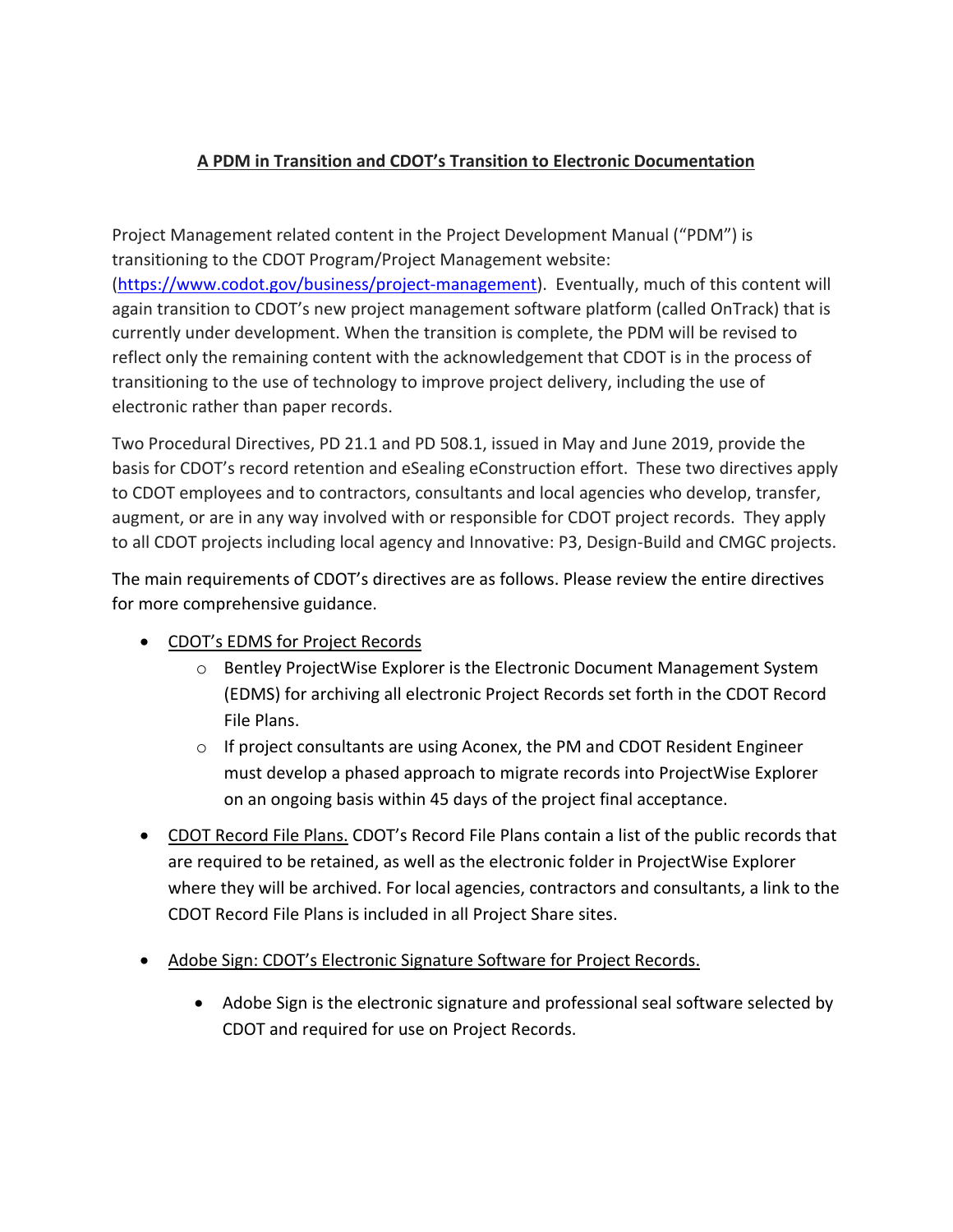# A PDM in Transition and CDOT's Transition to Electronic Documentation

Project Management related content in the Project Development Manual ("PDM") is transitioning to the CDOT Program/Project Management website: (https://www.codot.gov/business/project-management). Eventually, much of this content will again transition to CDOT's new project management software platform (called OnTrack) that is currently under development. When the transition is complete, the PDM will be revised to reflect only the remaining content with the acknowledgement that CDOT is in the process of transitioning to the use of technology to improve project delivery, including the use of electronic rather than paper records.

Two Procedural Directives, PD 21.1 and PD 508.1, issued in May and June 2019, provide the basis for CDOT's record retention and eSealing eConstruction effort. These two directives apply to CDOT employees and to contractors, consultants and local agencies who develop, transfer, augment, or are in any way involved with or responsible for CDOT project records. They apply to all CDOT projects including local agency and Innovative: P3, Design-Build and CMGC projects.

The main requirements of CDOT's directives are as follows. Please review the entire directives for more comprehensive guidance.

- CDOT's EDMS for Project Records
  - Bentley ProjectWise Explorer is the Electronic Document Management System (EDMS) for archiving all electronic Project Records set forth in the CDOT Record File Plans.
  - If project consultants are using Aconex, the PM and CDOT Resident Engineer must develop a phased approach to migrate records into ProjectWise Explorer on an ongoing basis within 45 days of the project final acceptance.
- CDOT Record File Plans. CDOT's Record File Plans contain a list of the public records that are required to be retained, as well as the electronic folder in ProjectWise Explorer where they will be archived. For local agencies, contractors and consultants, a link to the CDOT Record File Plans is included in all Project Share sites.
- Adobe Sign: CDOT's Electronic Signature Software for Project Records.
  - Adobe Sign is the electronic signature and professional seal software selected by CDOT and required for use on Project Records.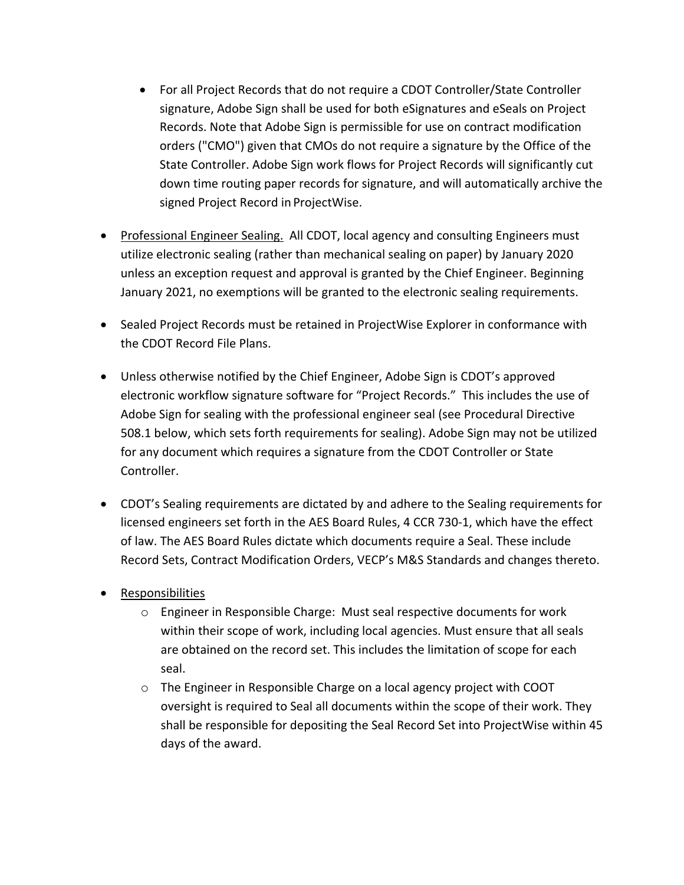- For all Project Records that do not require a CDOT Controller/State Controller signature, Adobe Sign shall be used for both eSignatures and eSeals on Project Records. Note that Adobe Sign is permissible for use on contract modification orders ("CMO") given that CMOs do not require a signature by the Office of the State Controller. Adobe Sign work flows for Project Records will significantly cut down time routing paper records for signature, and will automatically archive the signed Project Record in ProjectWise.

- Professional Engineer Sealing. All CDOT, local agency and consulting Engineers must utilize electronic sealing (rather than mechanical sealing on paper) by January 2020 unless an exception request and approval is granted by the Chief Engineer. Beginning January 2021, no exemptions will be granted to the electronic sealing requirements.

- Sealed Project Records must be retained in ProjectWise Explorer in conformance with the CDOT Record File Plans.

- Unless otherwise notified by the Chief Engineer, Adobe Sign is CDOT's approved electronic workflow signature software for "Project Records." This includes the use of Adobe Sign for sealing with the professional engineer seal (see Procedural Directive 508.1 below, which sets forth requirements for sealing). Adobe Sign may not be utilized for any document which requires a signature from the CDOT Controller or State Controller.

- CDOT's Sealing requirements are dictated by and adhere to the Sealing requirements for licensed engineers set forth in the AES Board Rules, 4 CCR 730-1, which have the effect of law. The AES Board Rules dictate which documents require a Seal. These include Record Sets, Contract Modification Orders, VECP's M&S Standards and changes thereto.

- Responsibilities
  - Engineer in Responsible Charge: Must seal respective documents for work within their scope of work, including local agencies. Must ensure that all seals are obtained on the record set. This includes the limitation of scope for each seal.
  - The Engineer in Responsible Charge on a local agency project with COOT oversight is required to Seal all documents within the scope of their work. They shall be responsible for depositing the Seal Record Set into ProjectWise within 45 days of the award.